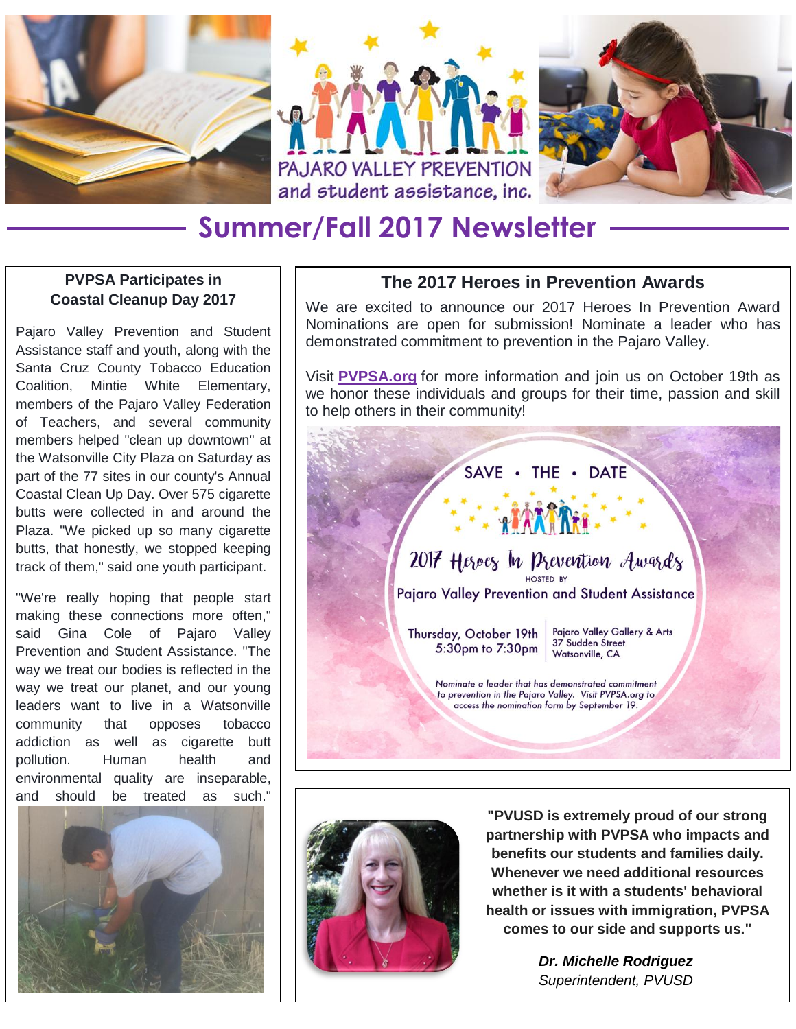PAJARO VALLEY PREVENTION and student assistance, inc.

# Summer/Fall 2017 Newsletter

## PVPSA Participates in Coastal Cleanup Day 2017

Pajaro Valley Prevention and Student Assistance staff and youth, along with the Santa Cruz County Tobacco Education Coalition, Mintie White Elementary, members of the Pajaro Valley Federation of Teachers, and several community members helped "clean up downtown" at the Watsonville City Plaza on Saturday as part of the 77 sites in our county's Annual Coastal Clean Up Day. Over 575 cigarette butts were collected in and around the Plaza. "We picked up so many cigarette butts, that honestly, we stopped keeping track of them," said one youth participant.

"We're really hoping that people start making these connections more often," said Gina Cole of Pajaro Valley Prevention and Student Assistance. "The way we treat our bodies is reflected in the way we treat our planet, and our young leaders want to live in a Watsonville community that opposes tobacco addiction as well as cigarette butt pollution. Human health and environmental quality are inseparable, and should be treated as such."

## The 2017 Heroes in Prevention Awards

We are excited to announce our 2017 Heroes In Prevention Award Nominations are open for submission! Nominate a leader who has demonstrated commitment to prevention in the Pajaro Valley.

Visit **PVPSA.org** for more information and join us on October 19th as we honor these individuals and groups for their time, passion and skill to help others in their community!

SAVE • THE • DATE

2017 Heroes In Prevention Awards

HOSTED BY

Pajaro Valley Prevention and Student Assistance

Thursday, October 19th
5:30pm to 7:30pm

Pajaro Valley Gallery & Arts
37 Sudden Street
Watsonville, CA

*Nominate a leader that has demonstrated commitment to prevention in the Pajaro Valley. Visit PVPSA.org to access the nomination form by September 19.*

**"PVUSD is extremely proud of our strong partnership with PVPSA who impacts and benefits our students and families daily. Whenever we need additional resources whether is it with a students' behavioral health or issues with immigration, PVPSA comes to our side and supports us."**

***Dr. Michelle Rodriguez***
*Superintendent, PVUSD*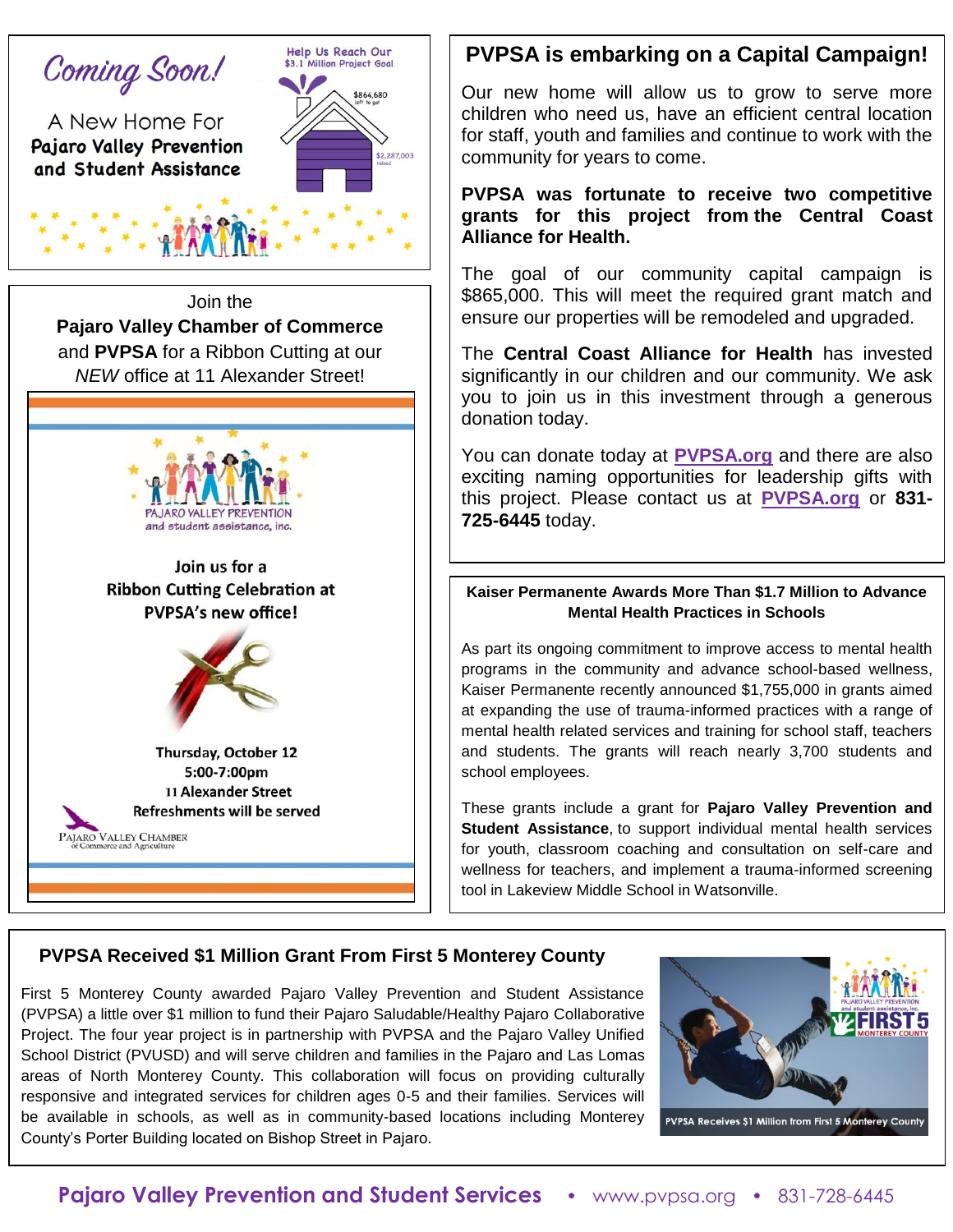Coming Soon!

A New Home For **Pajaro Valley Prevention and Student Assistance**

Help Us Reach Our $3.1 Million Project Goal

$864,680 left to go

$2,287,003 raised

Join the
**Pajaro Valley Chamber of Commerce**
and **PVPSA** for a Ribbon Cutting at our *NEW* office at 11 Alexander Street!

PAJARO VALLEY PREVENTION and student assistance, inc.

**Join us for a Ribbon Cutting Celebration at PVPSA's new office!**

**Thursday, October 12**
**5:00-7:00pm**
**11 Alexander Street**
**Refreshments will be served**

PAJARO VALLEY CHAMBER of Commerce and Agriculture

## PVPSA is embarking on a Capital Campaign!

Our new home will allow us to grow to serve more children who need us, have an efficient central location for staff, youth and families and continue to work with the community for years to come.

**PVPSA was fortunate to receive two competitive grants for this project from the Central Coast Alliance for Health.**

The goal of our community capital campaign is $865,000. This will meet the required grant match and ensure our properties will be remodeled and upgraded.

The **Central Coast Alliance for Health** has invested significantly in our children and our community. We ask you to join us in this investment through a generous donation today.

You can donate today at **PVPSA.org** and there are also exciting naming opportunities for leadership gifts with this project. Please contact us at **PVPSA.org** or **831-725-6445** today.

### Kaiser Permanente Awards More Than $1.7 Million to Advance Mental Health Practices in Schools

As part its ongoing commitment to improve access to mental health programs in the community and advance school-based wellness, Kaiser Permanente recently announced $1,755,000 in grants aimed at expanding the use of trauma-informed practices with a range of mental health related services and training for school staff, teachers and students. The grants will reach nearly 3,700 students and school employees.

These grants include a grant for **Pajaro Valley Prevention and Student Assistance**, to support individual mental health services for youth, classroom coaching and consultation on self-care and wellness for teachers, and implement a trauma-informed screening tool in Lakeview Middle School in Watsonville.

### PVPSA Received $1 Million Grant From First 5 Monterey County

First 5 Monterey County awarded Pajaro Valley Prevention and Student Assistance (PVPSA) a little over $1 million to fund their Pajaro Saludable/Healthy Pajaro Collaborative Project. The four year project is in partnership with PVPSA and the Pajaro Valley Unified School District (PVUSD) and will serve children and families in the Pajaro and Las Lomas areas of North Monterey County. This collaboration will focus on providing culturally responsive and integrated services for children ages 0-5 and their families. Services will be available in schools, as well as in community-based locations including Monterey County's Porter Building located on Bishop Street in Pajaro.

PVPSA Receives $1 Million from First 5 Monterey County

**Pajaro Valley Prevention and Student Services** • www.pvpsa.org • 831-728-6445